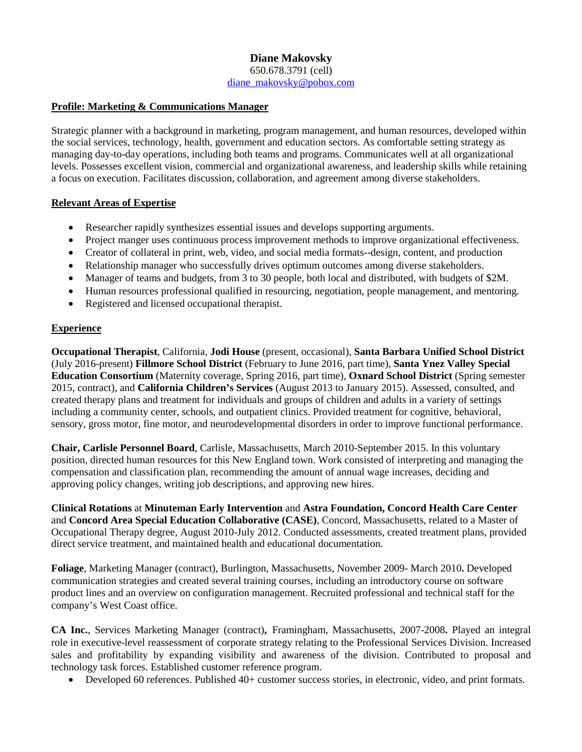# Diane Makovsky

650.678.3791 (cell)
diane_makovsky@pobox.com

## Profile: Marketing & Communications Manager

Strategic planner with a background in marketing, program management, and human resources, developed within the social services, technology, health, government and education sectors. As comfortable setting strategy as managing day-to-day operations, including both teams and programs. Communicates well at all organizational levels. Possesses excellent vision, commercial and organizational awareness, and leadership skills while retaining a focus on execution. Facilitates discussion, collaboration, and agreement among diverse stakeholders.

## Relevant Areas of Expertise

- Researcher rapidly synthesizes essential issues and develops supporting arguments.
- Project manger uses continuous process improvement methods to improve organizational effectiveness.
- Creator of collateral in print, web, video, and social media formats--design, content, and production
- Relationship manager who successfully drives optimum outcomes among diverse stakeholders.
- Manager of teams and budgets, from 3 to 30 people, both local and distributed, with budgets of $2M.
- Human resources professional qualified in resourcing, negotiation, people management, and mentoring.
- Registered and licensed occupational therapist.

## Experience

**Occupational Therapist**, California, **Jodi House** (present, occasional), **Santa Barbara Unified School District** (July 2016-present) **Fillmore School District** (February to June 2016, part time), **Santa Ynez Valley Special Education Consortium** (Maternity coverage, Spring 2016, part time), **Oxnard School District** (Spring semester 2015, contract), and **California Children's Services** (August 2013 to January 2015). Assessed, consulted, and created therapy plans and treatment for individuals and groups of children and adults in a variety of settings including a community center, schools, and outpatient clinics. Provided treatment for cognitive, behavioral, sensory, gross motor, fine motor, and neurodevelopmental disorders in order to improve functional performance.

**Chair, Carlisle Personnel Board**, Carlisle, Massachusetts, March 2010-September 2015. In this voluntary position, directed human resources for this New England town. Work consisted of interpreting and managing the compensation and classification plan, recommending the amount of annual wage increases, deciding and approving policy changes, writing job descriptions, and approving new hires.

**Clinical Rotations** at **Minuteman Early Intervention** and **Astra Foundation, Concord Health Care Center** and **Concord Area Special Education Collaborative (CASE)**, Concord, Massachusetts, related to a Master of Occupational Therapy degree, August 2010-July 2012. Conducted assessments, created treatment plans, provided direct service treatment, and maintained health and educational documentation.

**Foliage**, Marketing Manager (contract), Burlington, Massachusetts, November 2009- March 2010**.** Developed communication strategies and created several training courses, including an introductory course on software product lines and an overview on configuration management. Recruited professional and technical staff for the company's West Coast office.

**CA Inc.**, Services Marketing Manager (contract)**,** Framingham, Massachusetts, 2007-2008**.** Played an integral role in executive-level reassessment of corporate strategy relating to the Professional Services Division. Increased sales and profitability by expanding visibility and awareness of the division. Contributed to proposal and technology task forces. Established customer reference program.

- Developed 60 references. Published 40+ customer success stories, in electronic, video, and print formats.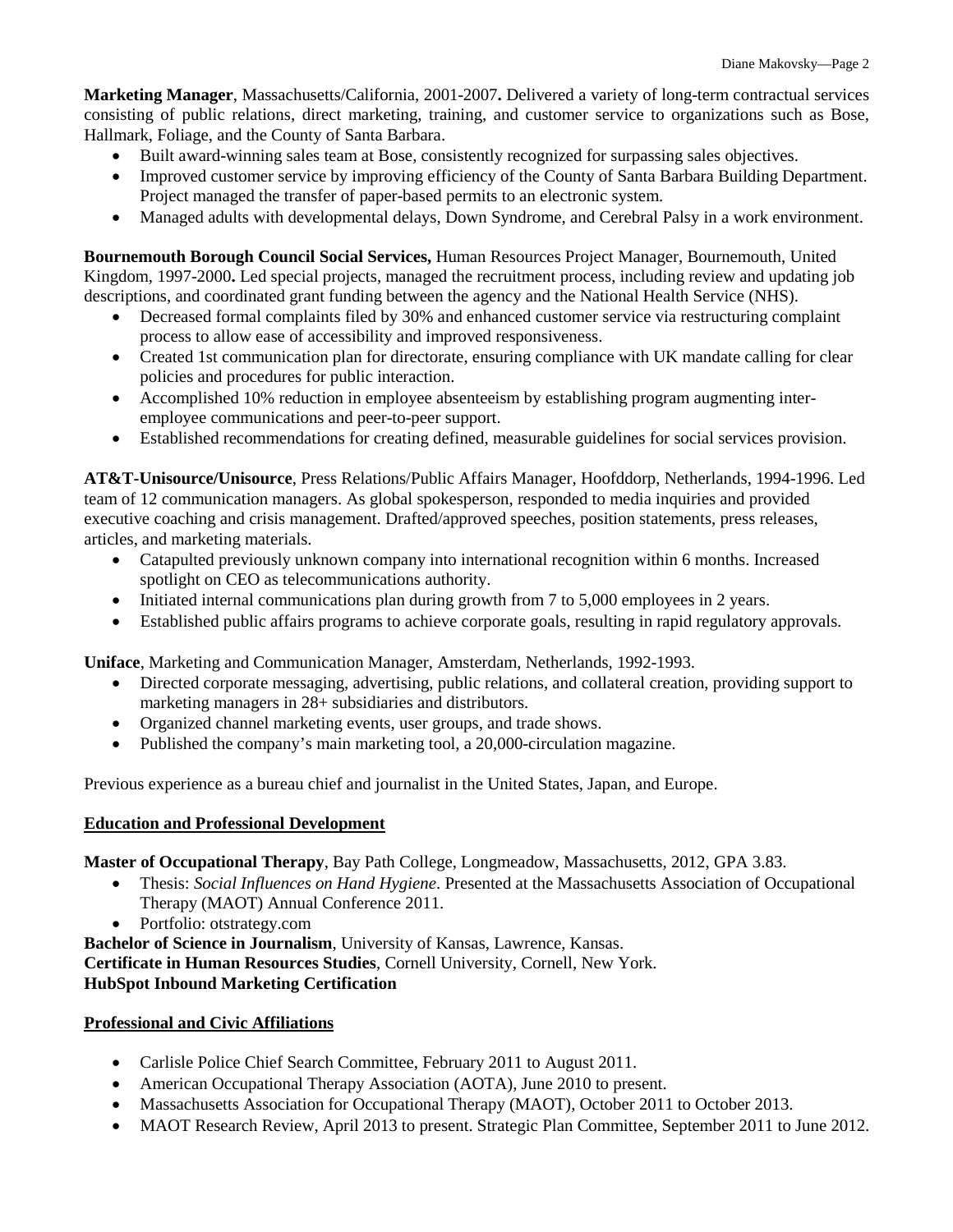**Marketing Manager**, Massachusetts/California, 2001-2007**.** Delivered a variety of long-term contractual services consisting of public relations, direct marketing, training, and customer service to organizations such as Bose, Hallmark, Foliage, and the County of Santa Barbara.

- Built award-winning sales team at Bose, consistently recognized for surpassing sales objectives.
- Improved customer service by improving efficiency of the County of Santa Barbara Building Department. Project managed the transfer of paper-based permits to an electronic system.
- Managed adults with developmental delays, Down Syndrome, and Cerebral Palsy in a work environment.

**Bournemouth Borough Council Social Services,** Human Resources Project Manager, Bournemouth, United Kingdom, 1997-2000**.** Led special projects, managed the recruitment process, including review and updating job descriptions, and coordinated grant funding between the agency and the National Health Service (NHS).

- Decreased formal complaints filed by 30% and enhanced customer service via restructuring complaint process to allow ease of accessibility and improved responsiveness.
- Created 1st communication plan for directorate, ensuring compliance with UK mandate calling for clear policies and procedures for public interaction.
- Accomplished 10% reduction in employee absenteeism by establishing program augmenting inter-employee communications and peer-to-peer support.
- Established recommendations for creating defined, measurable guidelines for social services provision.

**AT&T-Unisource/Unisource**, Press Relations/Public Affairs Manager, Hoofddorp, Netherlands, 1994-1996. Led team of 12 communication managers. As global spokesperson, responded to media inquiries and provided executive coaching and crisis management. Drafted/approved speeches, position statements, press releases, articles, and marketing materials.

- Catapulted previously unknown company into international recognition within 6 months. Increased spotlight on CEO as telecommunications authority.
- Initiated internal communications plan during growth from 7 to 5,000 employees in 2 years.
- Established public affairs programs to achieve corporate goals, resulting in rapid regulatory approvals.

**Uniface**, Marketing and Communication Manager, Amsterdam, Netherlands, 1992-1993.

- Directed corporate messaging, advertising, public relations, and collateral creation, providing support to marketing managers in 28+ subsidiaries and distributors.
- Organized channel marketing events, user groups, and trade shows.
- Published the company's main marketing tool, a 20,000-circulation magazine.

Previous experience as a bureau chief and journalist in the United States, Japan, and Europe.

## Education and Professional Development

**Master of Occupational Therapy**, Bay Path College, Longmeadow, Massachusetts, 2012, GPA 3.83.

- Thesis: *Social Influences on Hand Hygiene*. Presented at the Massachusetts Association of Occupational Therapy (MAOT) Annual Conference 2011.
- Portfolio: otstrategy.com

**Bachelor of Science in Journalism**, University of Kansas, Lawrence, Kansas.
**Certificate in Human Resources Studies**, Cornell University, Cornell, New York.
**HubSpot Inbound Marketing Certification**

## Professional and Civic Affiliations

- Carlisle Police Chief Search Committee, February 2011 to August 2011.
- American Occupational Therapy Association (AOTA), June 2010 to present.
- Massachusetts Association for Occupational Therapy (MAOT), October 2011 to October 2013.
- MAOT Research Review, April 2013 to present. Strategic Plan Committee, September 2011 to June 2012.